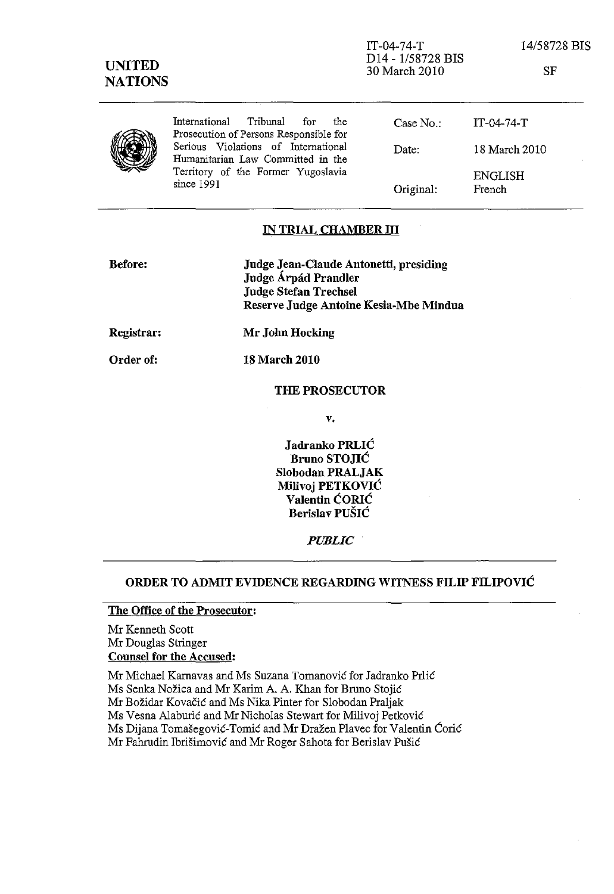UNITED NATIONS

IT-04-74-T
D14 - 1/58728 BIS
30 March 2010

14/58728 BIS

SF

International Tribunal for the Prosecution of Persons Responsible for Serious Violations of International Humanitarian Law Committed in the Territory of the Former Yugoslavia since 1991

| | |
|---|---|
| Case No.: | IT-04-74-T |
| Date: | 18 March 2010 |
| Original: | ENGLISH French |

## IN TRIAL CHAMBER III

**Before:** **Judge Jean-Claude Antonetti, presiding**
**Judge Árpád Prandler**
**Judge Stefan Trechsel**
**Reserve Judge Antoine Kesia-Mbe Mindua**

**Registrar:** **Mr John Hocking**

**Order of:** **18 March 2010**

**THE PROSECUTOR**

**v.**

**Jadranko PRLIĆ**
**Bruno STOJIĆ**
**Slobodan PRALJAK**
**Milivoj PETKOVIĆ**
**Valentin ĆORIĆ**
**Berislav PUŠIĆ**

***PUBLIC***

## ORDER TO ADMIT EVIDENCE REGARDING WITNESS FILIP FILIPOVIĆ

**The Office of the Prosecutor:**

Mr Kenneth Scott
Mr Douglas Stringer

**Counsel for the Accused:**

Mr Michael Karnavas and Ms Suzana Tomanović for Jadranko Prlić
Ms Senka Nožica and Mr Karim A. A. Khan for Bruno Stojić
Mr Božidar Kovačić and Ms Nika Pinter for Slobodan Praljak
Ms Vesna Alaburić and Mr Nicholas Stewart for Milivoj Petković
Ms Dijana Tomašegović-Tomić and Mr Dražen Plavec for Valentin Ćorić
Mr Fahrudin Ibrišimović and Mr Roger Sahota for Berislav Pušić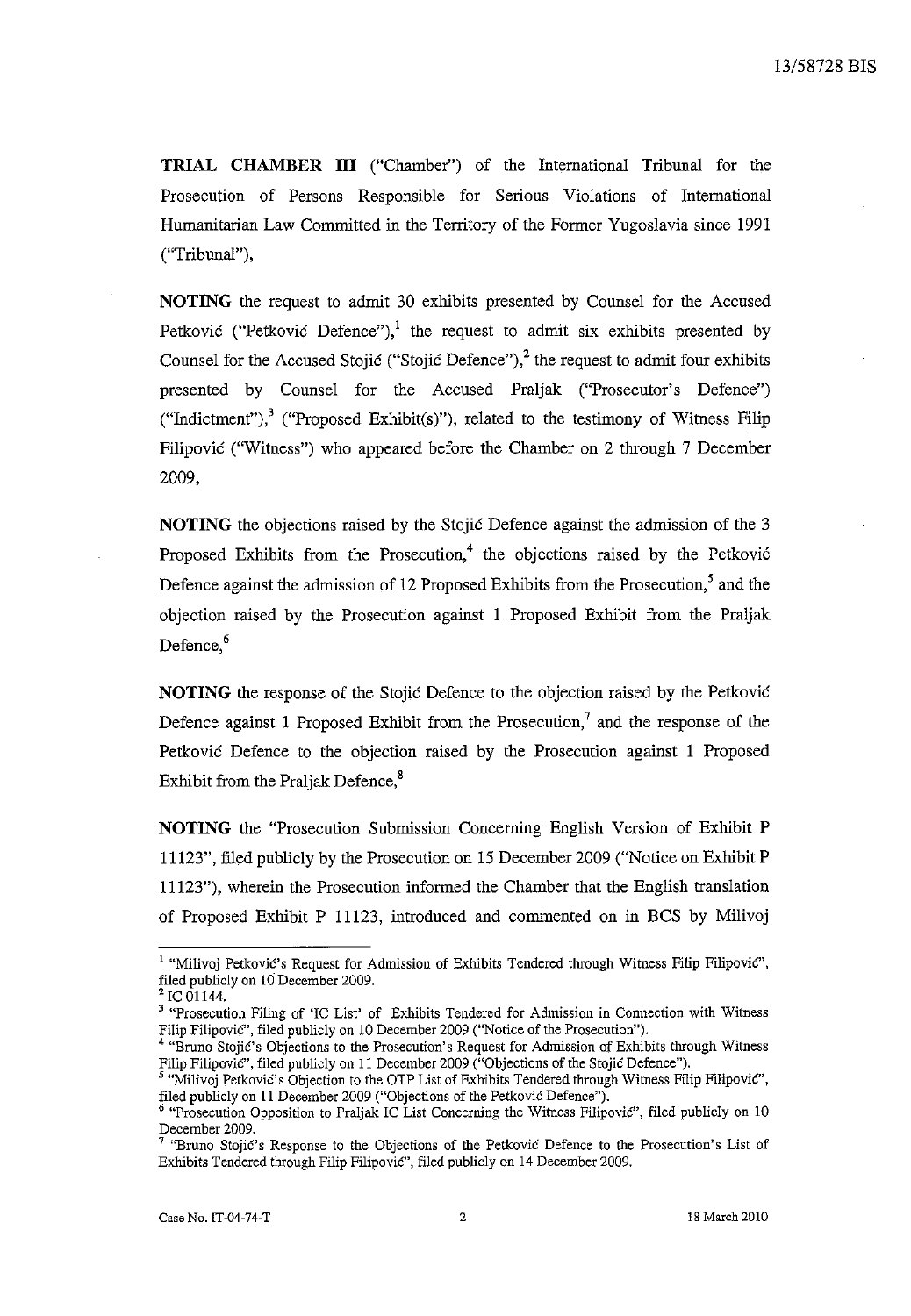**TRIAL CHAMBER III** ("Chamber") of the International Tribunal for the Prosecution of Persons Responsible for Serious Violations of International Humanitarian Law Committed in the Territory of the Former Yugoslavia since 1991 ("Tribunal"),

**NOTING** the request to admit 30 exhibits presented by Counsel for the Accused Petković ("Petković Defence"),[1] the request to admit six exhibits presented by Counsel for the Accused Stojić ("Stojić Defence"),[2] the request to admit four exhibits presented by Counsel for the Accused Praljak ("Prosecutor's Defence") ("Indictment"),[3] ("Proposed Exhibit(s)"), related to the testimony of Witness Filip Filipović ("Witness") who appeared before the Chamber on 2 through 7 December 2009,

**NOTING** the objections raised by the Stojić Defence against the admission of the 3 Proposed Exhibits from the Prosecution,[4] the objections raised by the Petković Defence against the admission of 12 Proposed Exhibits from the Prosecution,[5] and the objection raised by the Prosecution against 1 Proposed Exhibit from the Praljak Defence,[6]

**NOTING** the response of the Stojić Defence to the objection raised by the Petković Defence against 1 Proposed Exhibit from the Prosecution,[7] and the response of the Petković Defence to the objection raised by the Prosecution against 1 Proposed Exhibit from the Praljak Defence,[8]

**NOTING** the "Prosecution Submission Concerning English Version of Exhibit P 11123", filed publicly by the Prosecution on 15 December 2009 ("Notice on Exhibit P 11123"), wherein the Prosecution informed the Chamber that the English translation of Proposed Exhibit P 11123, introduced and commented on in BCS by Milivoj

---

[1] "Milivoj Petković's Request for Admission of Exhibits Tendered through Witness Filip Filipović", filed publicly on 10 December 2009.

[2] IC 01144.

[3] "Prosecution Filing of 'IC List' of Exhibits Tendered for Admission in Connection with Witness Filip Filipović", filed publicly on 10 December 2009 ("Notice of the Prosecution").

[4] "Bruno Stojić's Objections to the Prosecution's Request for Admission of Exhibits through Witness Filip Filipović", filed publicly on 11 December 2009 ("Objections of the Stojić Defence").

[5] "Milivoj Petković's Objection to the OTP List of Exhibits Tendered through Witness Filip Filipović", filed publicly on 11 December 2009 ("Objections of the Petković Defence").

[6] "Prosecution Opposition to Praljak IC List Concerning the Witness Filipović", filed publicly on 10 December 2009.

[7] "Bruno Stojić's Response to the Objections of the Petković Defence to the Prosecution's List of Exhibits Tendered through Filip Filipović", filed publicly on 14 December 2009.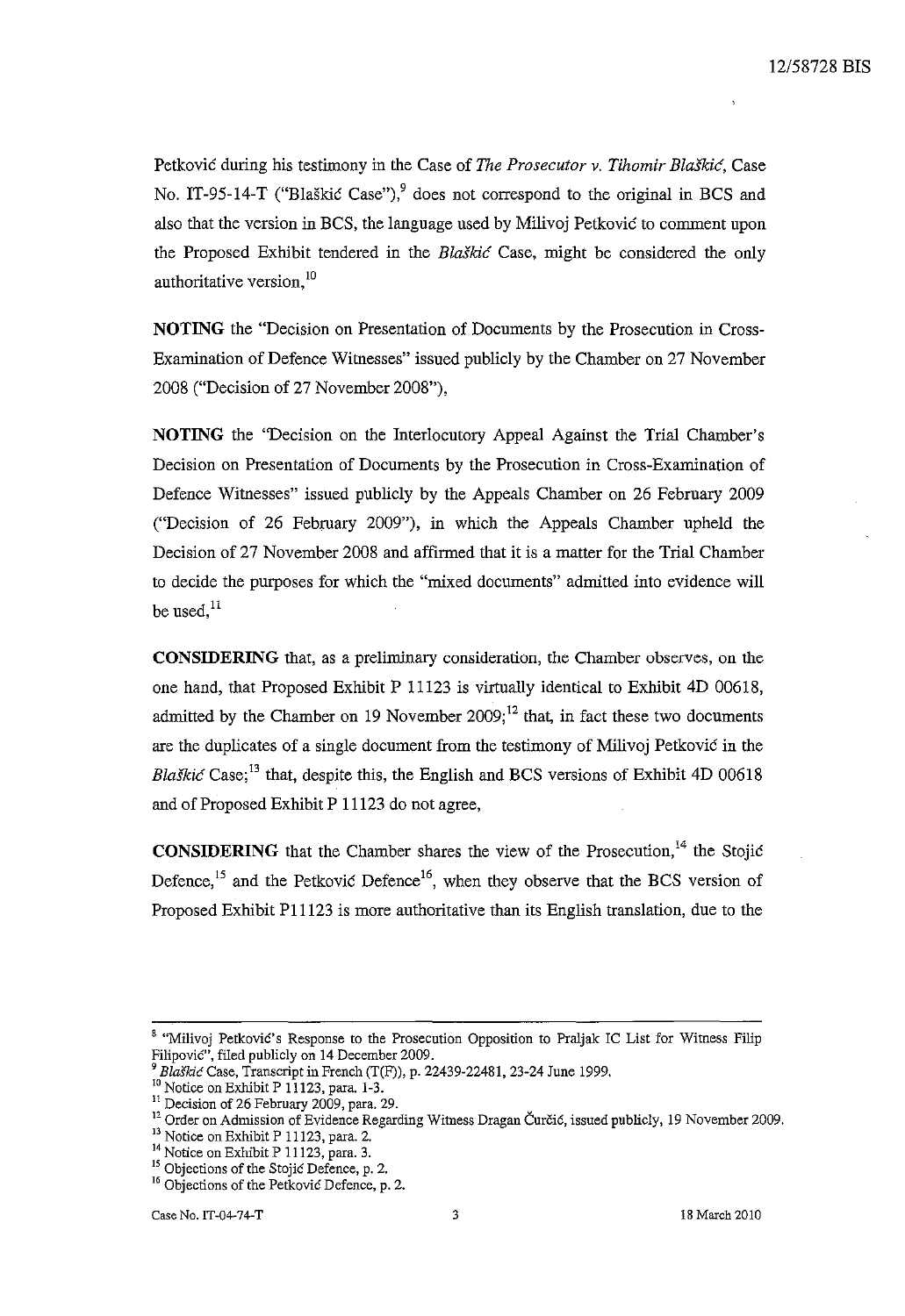Petković during his testimony in the Case of *The Prosecutor v. Tihomir Blaškić*, Case No. IT-95-14-T ("Blaškić Case"),[9] does not correspond to the original in BCS and also that the version in BCS, the language used by Milivoj Petković to comment upon the Proposed Exhibit tendered in the *Blaškić* Case, might be considered the only authoritative version,[10]

**NOTING** the "Decision on Presentation of Documents by the Prosecution in Cross-Examination of Defence Witnesses" issued publicly by the Chamber on 27 November 2008 ("Decision of 27 November 2008"),

**NOTING** the "Decision on the Interlocutory Appeal Against the Trial Chamber's Decision on Presentation of Documents by the Prosecution in Cross-Examination of Defence Witnesses" issued publicly by the Appeals Chamber on 26 February 2009 ("Decision of 26 February 2009"), in which the Appeals Chamber upheld the Decision of 27 November 2008 and affirmed that it is a matter for the Trial Chamber to decide the purposes for which the "mixed documents" admitted into evidence will be used,[11]

**CONSIDERING** that, as a preliminary consideration, the Chamber observes, on the one hand, that Proposed Exhibit P 11123 is virtually identical to Exhibit 4D 00618, admitted by the Chamber on 19 November 2009;[12] that, in fact these two documents are the duplicates of a single document from the testimony of Milivoj Petković in the *Blaškić* Case;[13] that, despite this, the English and BCS versions of Exhibit 4D 00618 and of Proposed Exhibit P 11123 do not agree,

**CONSIDERING** that the Chamber shares the view of the Prosecution,[14] the Stojić Defence,[15] and the Petković Defence[16], when they observe that the BCS version of Proposed Exhibit P11123 is more authoritative than its English translation, due to the

---

[8] "Milivoj Petković's Response to the Prosecution Opposition to Praljak IC List for Witness Filip Filipović", filed publicly on 14 December 2009.

[9] *Blaškić* Case, Transcript in French (T(F)), p. 22439-22481, 23-24 June 1999.

[10] Notice on Exhibit P 11123, para. 1-3.

[11] Decision of 26 February 2009, para. 29.

[12] Order on Admission of Evidence Regarding Witness Dragan Ćurčić, issued publicly, 19 November 2009.

[13] Notice on Exhibit P 11123, para. 2.

[14] Notice on Exhibit P 11123, para. 3.

[15] Objections of the Stojić Defence, p. 2.

[16] Objections of the Petković Defence, p. 2.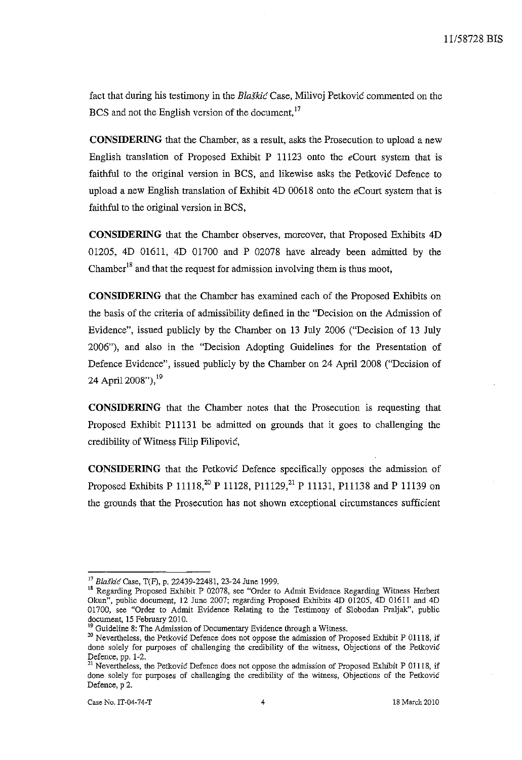fact that during his testimony in the *Blaškić* Case, Milivoj Petković commented on the BCS and not the English version of the document,[17]

**CONSIDERING** that the Chamber, as a result, asks the Prosecution to upload a new English translation of Proposed Exhibit P 11123 onto the *e*Court system that is faithful to the original version in BCS, and likewise asks the Petković Defence to upload a new English translation of Exhibit 4D 00618 onto the *e*Court system that is faithful to the original version in BCS,

**CONSIDERING** that the Chamber observes, moreover, that Proposed Exhibits 4D 01205, 4D 01611, 4D 01700 and P 02078 have already been admitted by the Chamber[18] and that the request for admission involving them is thus moot,

**CONSIDERING** that the Chamber has examined each of the Proposed Exhibits on the basis of the criteria of admissibility defined in the "Decision on the Admission of Evidence", issued publicly by the Chamber on 13 July 2006 ("Decision of 13 July 2006"), and also in the "Decision Adopting Guidelines for the Presentation of Defence Evidence", issued publicly by the Chamber on 24 April 2008 ("Decision of 24 April 2008"),[19]

**CONSIDERING** that the Chamber notes that the Prosecution is requesting that Proposed Exhibit P11131 be admitted on grounds that it goes to challenging the credibility of Witness Filip Filipović,

**CONSIDERING** that the Petković Defence specifically opposes the admission of Proposed Exhibits P 11118,[20] P 11128, P11129,[21] P 11131, P11138 and P 11139 on the grounds that the Prosecution has not shown exceptional circumstances sufficient

---

[17] *Blaškić* Case, T(F), p. 22439-22481, 23-24 June 1999.

[18] Regarding Proposed Exhibit P 02078, see "Order to Admit Evidence Regarding Witness Herbert Okun", public document, 12 June 2007; regarding Proposed Exhibits 4D 01205, 4D 01611 and 4D 01700, see "Order to Admit Evidence Relating to the Testimony of Slobodan Praljak", public document, 15 February 2010.

[19] Guideline 8: The Admission of Documentary Evidence through a Witness.

[20] Nevertheless, the Petković Defence does not oppose the admission of Proposed Exhibit P 01118, if done solely for purposes of challenging the credibility of the witness, Objections of the Petković Defence, pp. 1-2.

[21] Nevertheless, the Petković Defence does not oppose the admission of Proposed Exhibit P 01118, if done solely for purposes of challenging the credibility of the witness, Objections of the Petković Defence, p 2.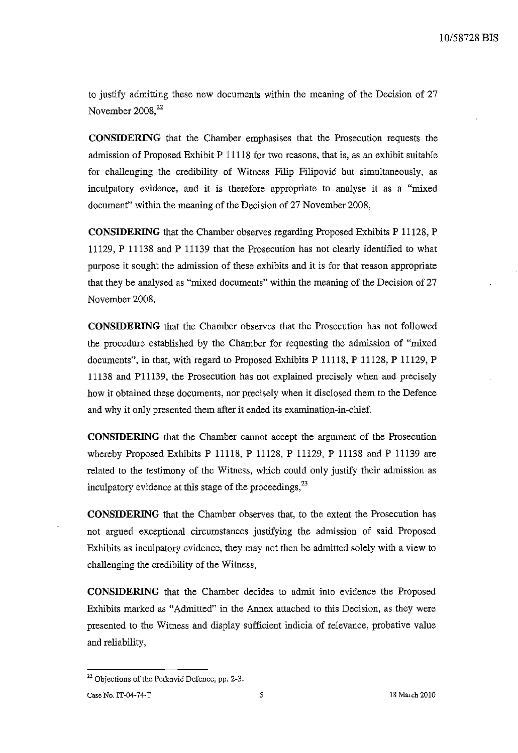to justify admitting these new documents within the meaning of the Decision of 27 November 2008,[22]

**CONSIDERING** that the Chamber emphasises that the Prosecution requests the admission of Proposed Exhibit P 11118 for two reasons, that is, as an exhibit suitable for challenging the credibility of Witness Filip Filipović but simultaneously, as inculpatory evidence, and it is therefore appropriate to analyse it as a "mixed document" within the meaning of the Decision of 27 November 2008,

**CONSIDERING** that the Chamber observes regarding Proposed Exhibits P 11128, P 11129, P 11138 and P 11139 that the Prosecution has not clearly identified to what purpose it sought the admission of these exhibits and it is for that reason appropriate that they be analysed as "mixed documents" within the meaning of the Decision of 27 November 2008,

**CONSIDERING** that the Chamber observes that the Prosecution has not followed the procedure established by the Chamber for requesting the admission of "mixed documents", in that, with regard to Proposed Exhibits P 11118, P 11128, P 11129, P 11138 and P11139, the Prosecution has not explained precisely when and precisely how it obtained these documents, nor precisely when it disclosed them to the Defence and why it only presented them after it ended its examination-in-chief.

**CONSIDERING** that the Chamber cannot accept the argument of the Prosecution whereby Proposed Exhibits P 11118, P 11128, P 11129, P 11138 and P 11139 are related to the testimony of the Witness, which could only justify their admission as inculpatory evidence at this stage of the proceedings,[23]

**CONSIDERING** that the Chamber observes that, to the extent the Prosecution has not argued exceptional circumstances justifying the admission of said Proposed Exhibits as inculpatory evidence, they may not then be admitted solely with a view to challenging the credibility of the Witness,

**CONSIDERING** that the Chamber decides to admit into evidence the Proposed Exhibits marked as "Admitted" in the Annex attached to this Decision, as they were presented to the Witness and display sufficient indicia of relevance, probative value and reliability,

---

[22] Objections of the Petković Defence, pp. 2-3.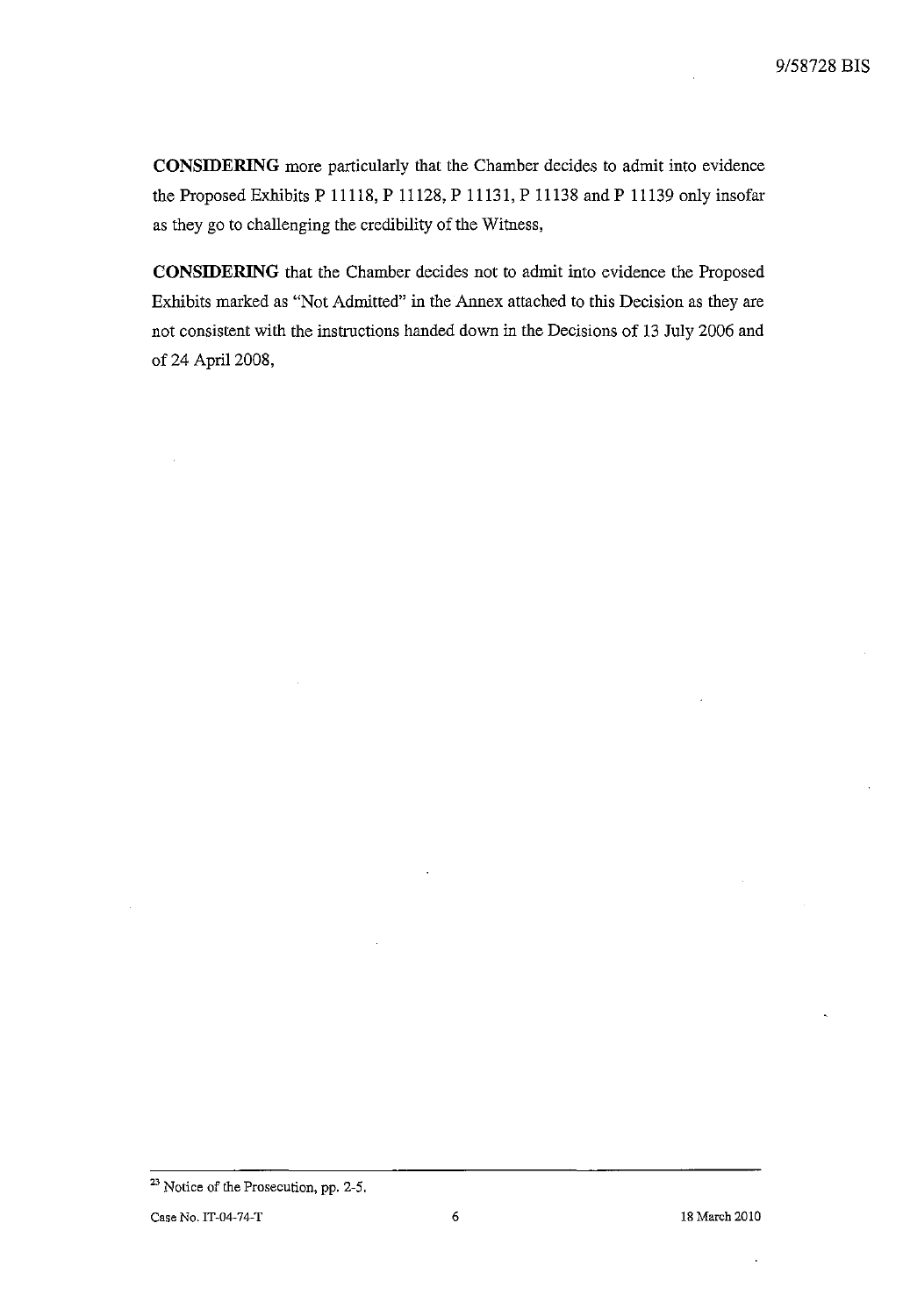**CONSIDERING** more particularly that the Chamber decides to admit into evidence the Proposed Exhibits P 11118, P 11128, P 11131, P 11138 and P 11139 only insofar as they go to challenging the credibility of the Witness,

**CONSIDERING** that the Chamber decides not to admit into evidence the Proposed Exhibits marked as "Not Admitted" in the Annex attached to this Decision as they are not consistent with the instructions handed down in the Decisions of 13 July 2006 and of 24 April 2008,

---

[23] Notice of the Prosecution, pp. 2-5.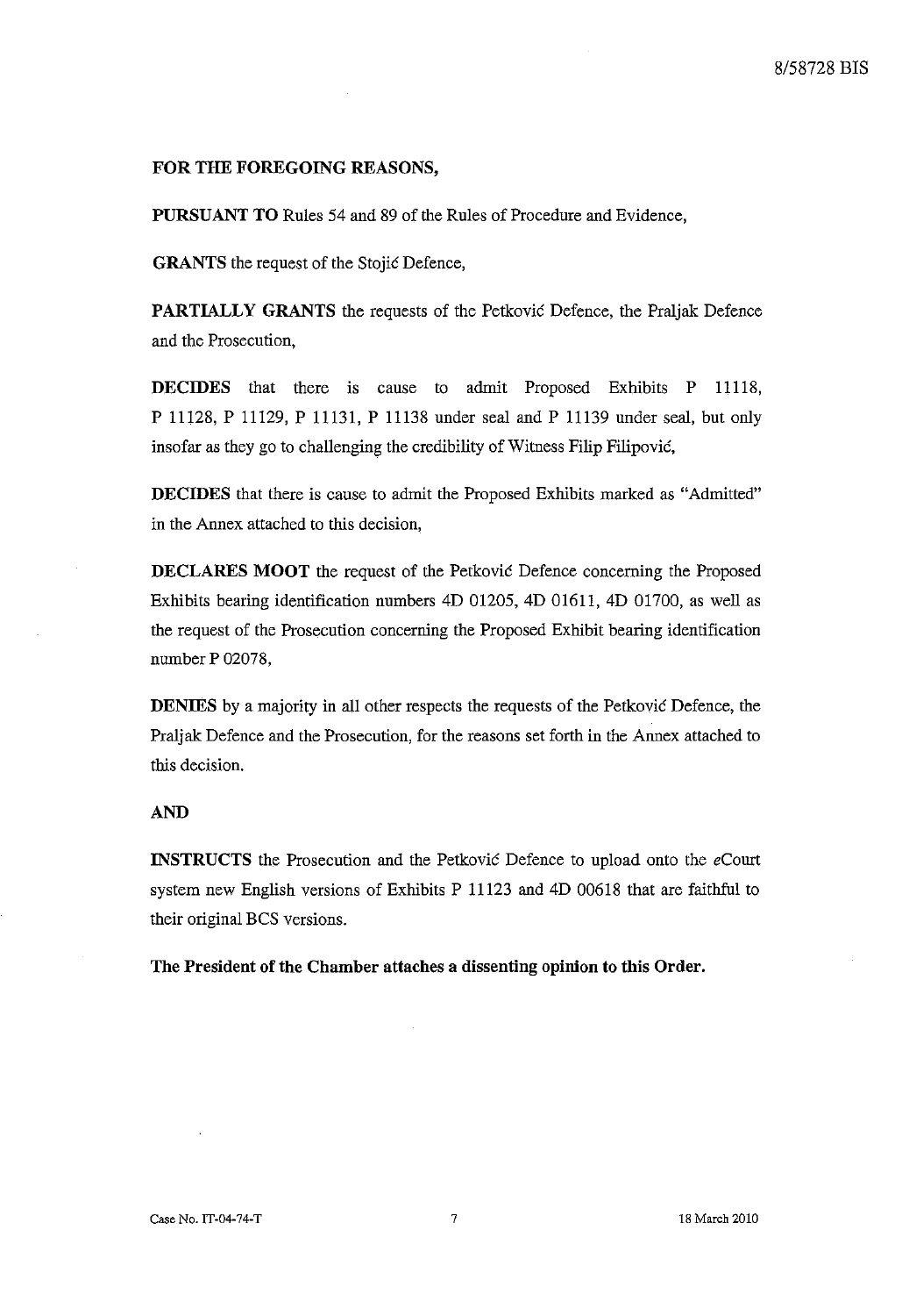**FOR THE FOREGOING REASONS,**

**PURSUANT TO** Rules 54 and 89 of the Rules of Procedure and Evidence,

**GRANTS** the request of the Stojić Defence,

**PARTIALLY GRANTS** the requests of the Petković Defence, the Praljak Defence and the Prosecution,

**DECIDES** that there is cause to admit Proposed Exhibits P 11118, P 11128, P 11129, P 11131, P 11138 under seal and P 11139 under seal, but only insofar as they go to challenging the credibility of Witness Filip Filipović,

**DECIDES** that there is cause to admit the Proposed Exhibits marked as "Admitted" in the Annex attached to this decision,

**DECLARES MOOT** the request of the Petković Defence concerning the Proposed Exhibits bearing identification numbers 4D 01205, 4D 01611, 4D 01700, as well as the request of the Prosecution concerning the Proposed Exhibit bearing identification number P 02078,

**DENIES** by a majority in all other respects the requests of the Petković Defence, the Praljak Defence and the Prosecution, for the reasons set forth in the Annex attached to this decision.

**AND**

**INSTRUCTS** the Prosecution and the Petković Defence to upload onto the *e*Court system new English versions of Exhibits P 11123 and 4D 00618 that are faithful to their original BCS versions.

**The President of the Chamber attaches a dissenting opinion to this Order.**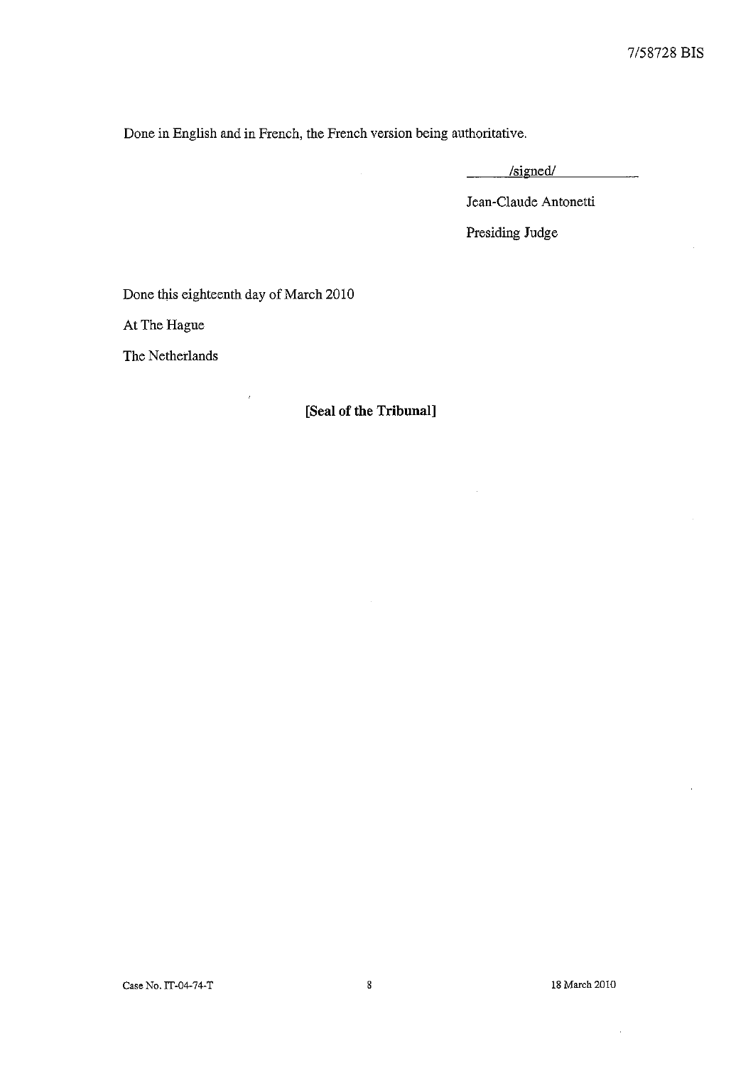Done in English and in French, the French version being authoritative.

/signed/

Jean-Claude Antonetti

Presiding Judge

Done this eighteenth day of March 2010

At The Hague

The Netherlands

**[Seal of the Tribunal]**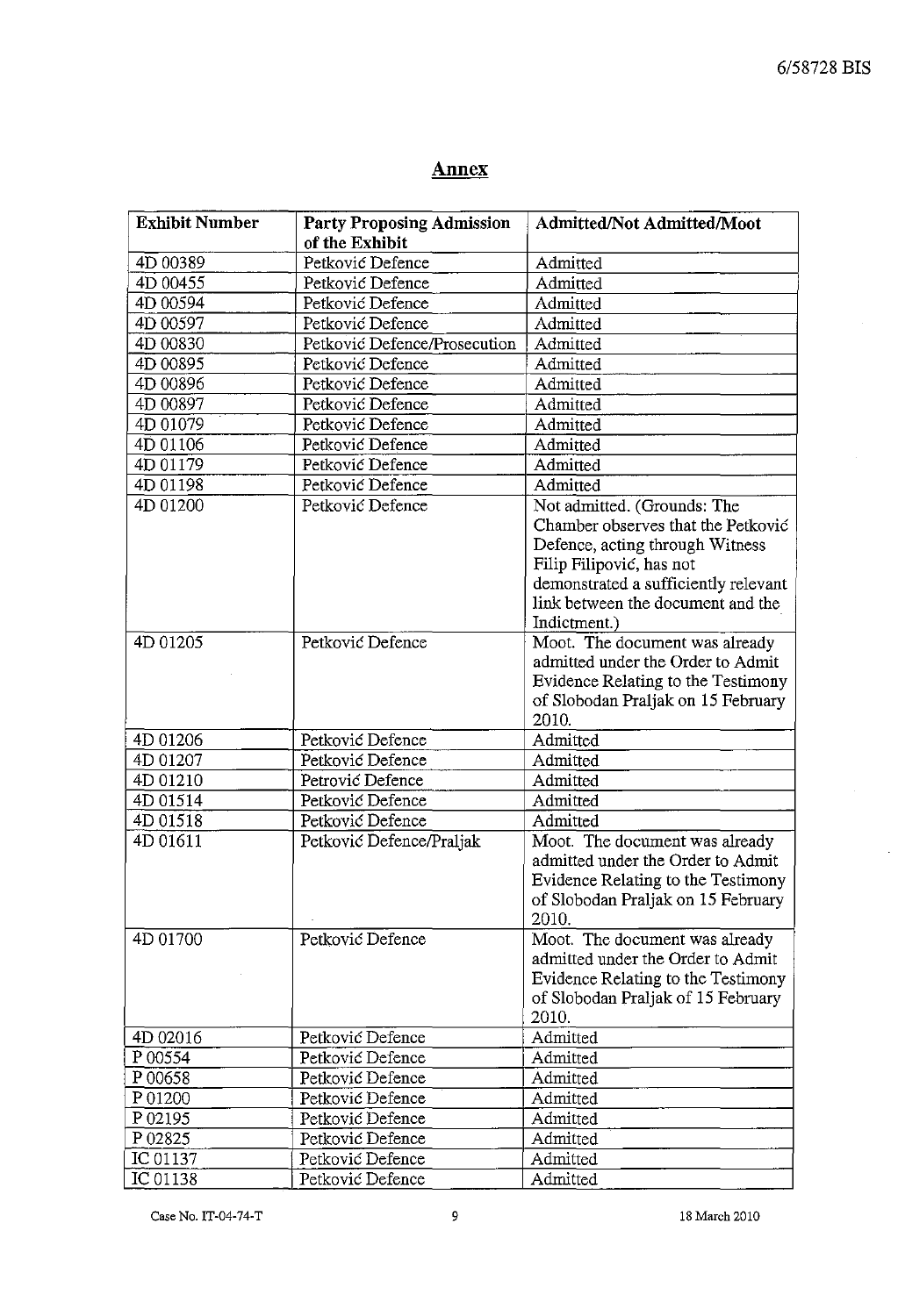# Annex

| Exhibit Number | Party Proposing Admission of the Exhibit | Admitted/Not Admitted/Moot |
|---|---|---|
| 4D 00389 | Petković Defence | Admitted |
| 4D 00455 | Petković Defence | Admitted |
| 4D 00594 | Petković Defence | Admitted |
| 4D 00597 | Petković Defence | Admitted |
| 4D 00830 | Petković Defence/Prosecution | Admitted |
| 4D 00895 | Petković Defence | Admitted |
| 4D 00896 | Petković Defence | Admitted |
| 4D 00897 | Petković Defence | Admitted |
| 4D 01079 | Petković Defence | Admitted |
| 4D 01106 | Petković Defence | Admitted |
| 4D 01179 | Petković Defence | Admitted |
| 4D 01198 | Petković Defence | Admitted |
| 4D 01200 | Petković Defence | Not admitted. (Grounds: The Chamber observes that the Petković Defence, acting through Witness Filip Filipović, has not demonstrated a sufficiently relevant link between the document and the Indictment.) |
| 4D 01205 | Petković Defence | Moot. The document was already admitted under the Order to Admit Evidence Relating to the Testimony of Slobodan Praljak on 15 February 2010. |
| 4D 01206 | Petković Defence | Admitted |
| 4D 01207 | Petković Defence | Admitted |
| 4D 01210 | Petrović Defence | Admitted |
| 4D 01514 | Petković Defence | Admitted |
| 4D 01518 | Petković Defence | Admitted |
| 4D 01611 | Petković Defence/Praljak | Moot. The document was already admitted under the Order to Admit Evidence Relating to the Testimony of Slobodan Praljak on 15 February 2010. |
| 4D 01700 | Petković Defence | Moot. The document was already admitted under the Order to Admit Evidence Relating to the Testimony of Slobodan Praljak of 15 February 2010. |
| 4D 02016 | Petković Defence | Admitted |
| P 00554 | Petković Defence | Admitted |
| P 00658 | Petković Defence | Admitted |
| P 01200 | Petković Defence | Admitted |
| P 02195 | Petković Defence | Admitted |
| P 02825 | Petković Defence | Admitted |
| IC 01137 | Petković Defence | Admitted |
| IC 01138 | Petković Defence | Admitted |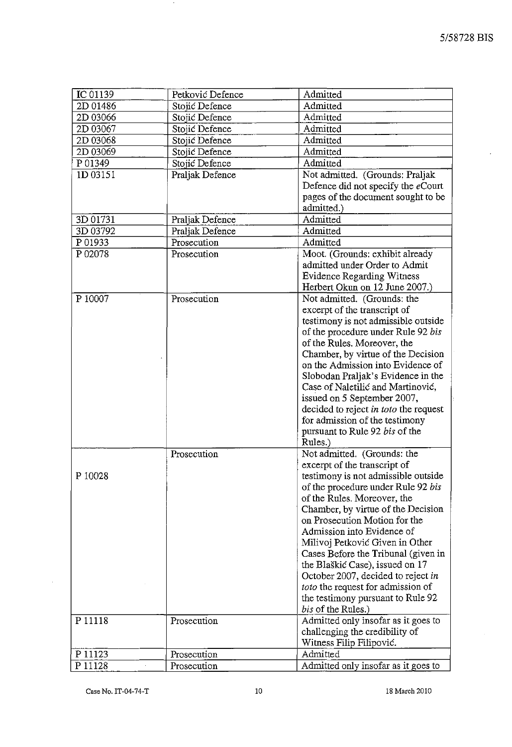| IC 01139 | Petković Defence | Admitted |
|---|---|---|
| 2D 01486 | Stojić Defence | Admitted |
| 2D 03066 | Stojić Defence | Admitted |
| 2D 03067 | Stojić Defence | Admitted |
| 2D 03068 | Stojić Defence | Admitted |
| 2D 03069 | Stojić Defence | Admitted |
| P 01349 | Stojić Defence | Admitted |
| 1D 03151 | Praljak Defence | Not admitted. (Grounds: Praljak Defence did not specify the *e*Court pages of the document sought to be admitted.) |
| 3D 01731 | Praljak Defence | Admitted |
| 3D 03792 | Praljak Defence | Admitted |
| P 01933 | Prosecution | Admitted |
| P 02078 | Prosecution | Moot. (Grounds: exhibit already admitted under Order to Admit Evidence Regarding Witness Herbert Okun on 12 June 2007.) |
| P 10007 | Prosecution | Not admitted. (Grounds: the excerpt of the transcript of testimony is not admissible outside of the procedure under Rule 92 *bis* of the Rules. Moreover, the Chamber, by virtue of the Decision on the Admission into Evidence of Slobodan Praljak's Evidence in the Case of Naletilić and Martinović, issued on 5 September 2007, decided to reject *in toto* the request for admission of the testimony pursuant to Rule 92 *bis* of the Rules.) |
| P 10028 | Prosecution | Not admitted. (Grounds: the excerpt of the transcript of testimony is not admissible outside of the procedure under Rule 92 *bis* of the Rules. Moreover, the Chamber, by virtue of the Decision on Prosecution Motion for the Admission into Evidence of Milivoj Petković Given in Other Cases Before the Tribunal (given in the Blaškić Case), issued on 17 October 2007, decided to reject *in toto* the request for admission of the testimony pursuant to Rule 92 *bis* of the Rules.) |
| P 11118 | Prosecution | Admitted only insofar as it goes to challenging the credibility of Witness Filip Filipović. |
| P 11123 | Prosecution | Admitted |
| P 11128 | Prosecution | Admitted only insofar as it goes to |

Case No. IT-04-74-T 18 March 2010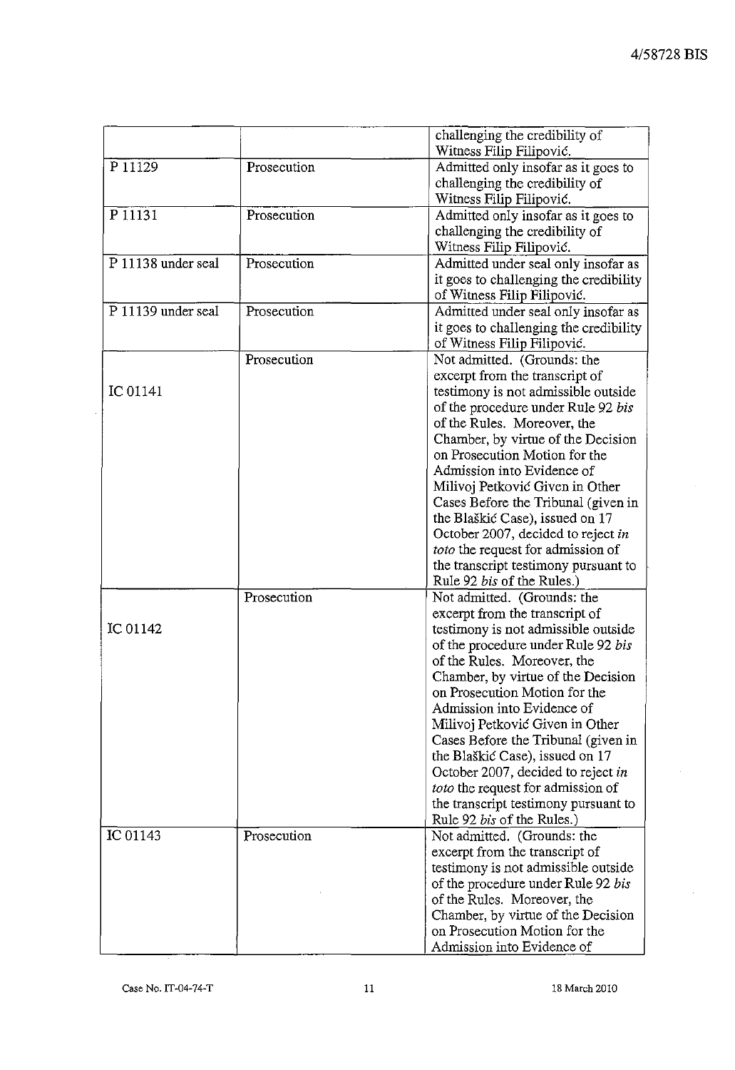| | | |
|---|---|---|
| | | challenging the credibility of Witness Filip Filipović. |
| P 11129 | Prosecution | Admitted only insofar as it goes to challenging the credibility of Witness Filip Filipović. |
| P 11131 | Prosecution | Admitted only insofar as it goes to challenging the credibility of Witness Filip Filipović. |
| P 11138 under seal | Prosecution | Admitted under seal only insofar as it goes to challenging the credibility of Witness Filip Filipović. |
| P 11139 under seal | Prosecution | Admitted under seal only insofar as it goes to challenging the credibility of Witness Filip Filipović. |
| IC 01141 | Prosecution | Not admitted. (Grounds: the excerpt from the transcript of testimony is not admissible outside of the procedure under Rule 92 *bis* of the Rules. Moreover, the Chamber, by virtue of the Decision on Prosecution Motion for the Admission into Evidence of Milivoj Petković Given in Other Cases Before the Tribunal (given in the Blaškić Case), issued on 17 October 2007, decided to reject *in toto* the request for admission of the transcript testimony pursuant to Rule 92 *bis* of the Rules.) |
| IC 01142 | Prosecution | Not admitted. (Grounds: the excerpt from the transcript of testimony is not admissible outside of the procedure under Rule 92 *bis* of the Rules. Moreover, the Chamber, by virtue of the Decision on Prosecution Motion for the Admission into Evidence of Milivoj Petković Given in Other Cases Before the Tribunal (given in the Blaškić Case), issued on 17 October 2007, decided to reject *in toto* the request for admission of the transcript testimony pursuant to Rule 92 *bis* of the Rules.) |
| IC 01143 | Prosecution | Not admitted. (Grounds: the excerpt from the transcript of testimony is not admissible outside of the procedure under Rule 92 *bis* of the Rules. Moreover, the Chamber, by virtue of the Decision on Prosecution Motion for the Admission into Evidence of |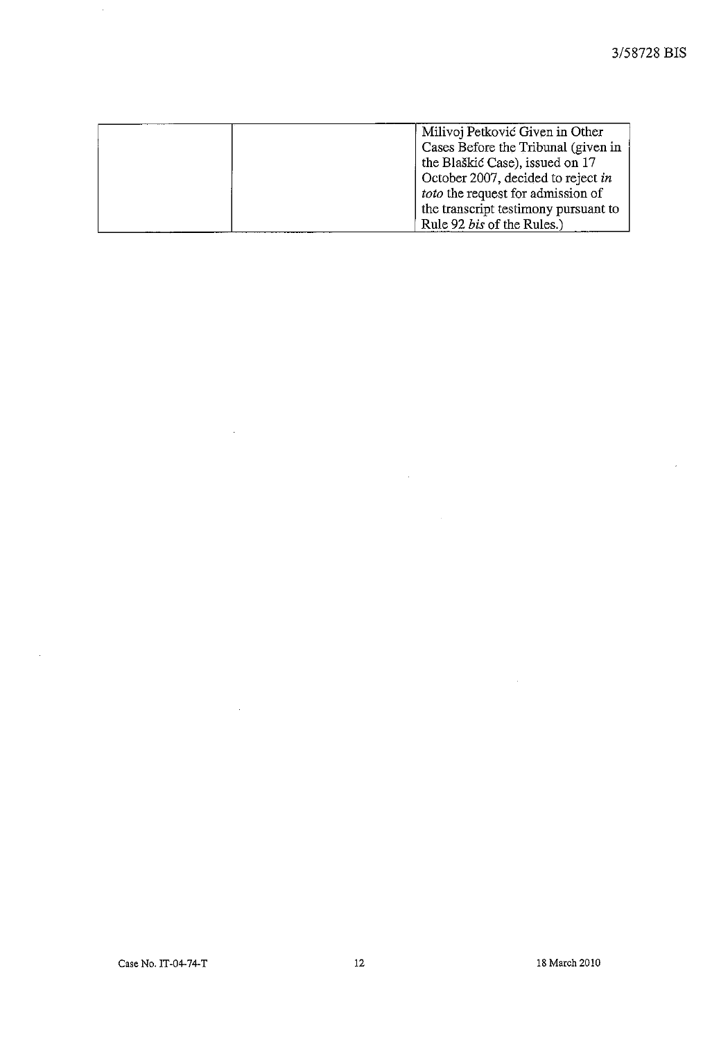| | | |
|---|---|---|
| | | Milivoj Petković Given in Other Cases Before the Tribunal (given in the Blaškić Case), issued on 17 October 2007, decided to reject *in toto* the request for admission of the transcript testimony pursuant to Rule 92 *bis* of the Rules.) |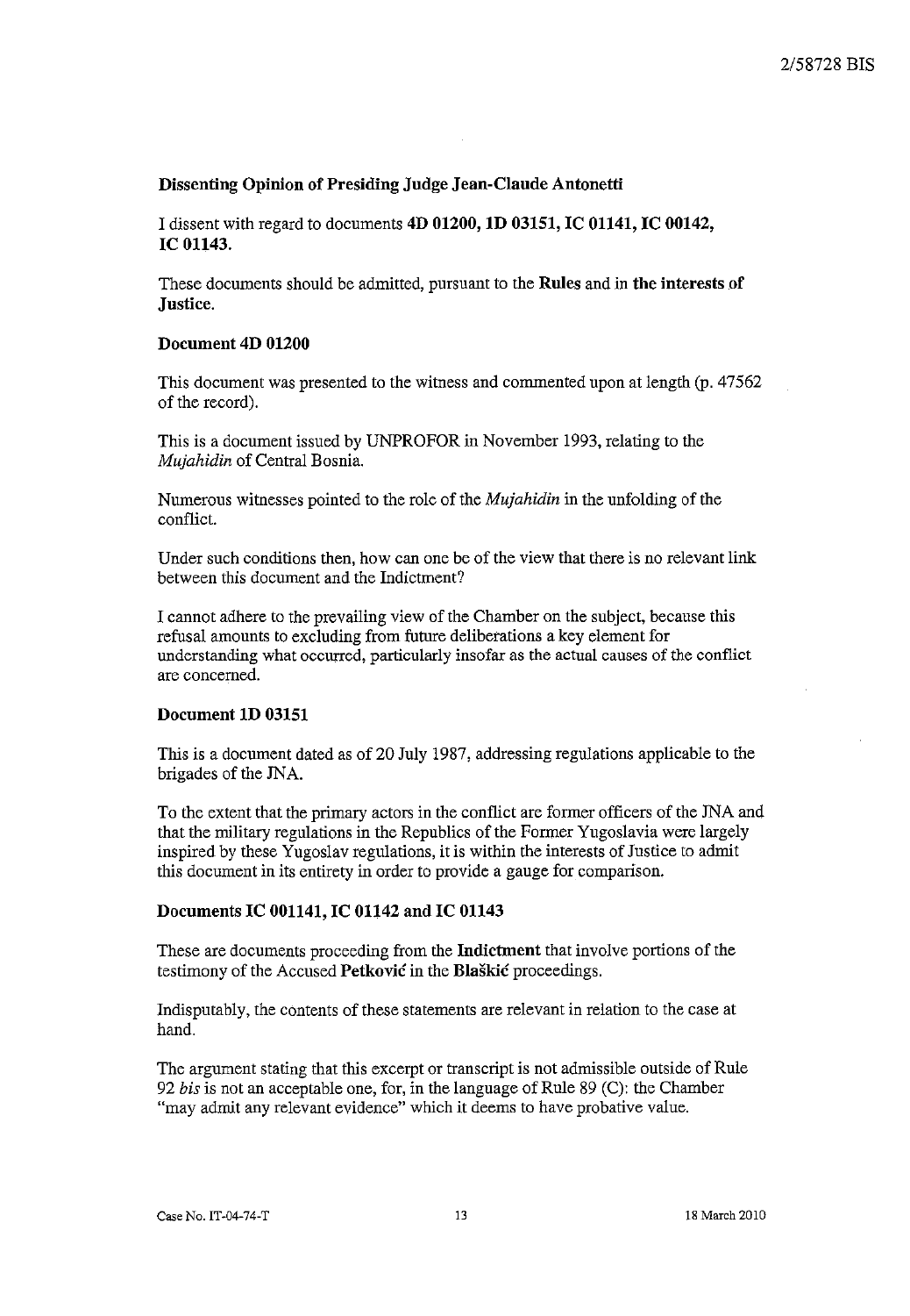**Dissenting Opinion of Presiding Judge Jean-Claude Antonetti**

I dissent with regard to documents **4D 01200, 1D 03151, IC 01141, IC 00142, IC 01143.**

These documents should be admitted, pursuant to the **Rules** and in **the interests of Justice.**

**Document 4D 01200**

This document was presented to the witness and commented upon at length (p. 47562 of the record).

This is a document issued by UNPROFOR in November 1993, relating to the *Mujahidin* of Central Bosnia.

Numerous witnesses pointed to the role of the *Mujahidin* in the unfolding of the conflict.

Under such conditions then, how can one be of the view that there is no relevant link between this document and the Indictment?

I cannot adhere to the prevailing view of the Chamber on the subject, because this refusal amounts to excluding from future deliberations a key element for understanding what occurred, particularly insofar as the actual causes of the conflict are concerned.

**Document 1D 03151**

This is a document dated as of 20 July 1987, addressing regulations applicable to the brigades of the JNA.

To the extent that the primary actors in the conflict are former officers of the JNA and that the military regulations in the Republics of the Former Yugoslavia were largely inspired by these Yugoslav regulations, it is within the interests of Justice to admit this document in its entirety in order to provide a gauge for comparison.

**Documents IC 001141, IC 01142 and IC 01143**

These are documents proceeding from the **Indictment** that involve portions of the testimony of the Accused **Petković** in the **Blaškić** proceedings.

Indisputably, the contents of these statements are relevant in relation to the case at hand.

The argument stating that this excerpt or transcript is not admissible outside of Rule 92 *bis* is not an acceptable one, for, in the language of Rule 89 (C): the Chamber "may admit any relevant evidence" which it deems to have probative value.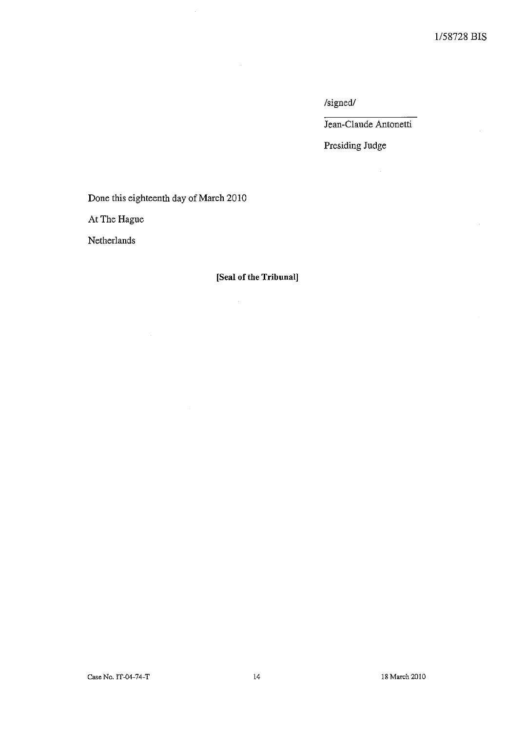/signed/

Jean-Claude Antonetti

Presiding Judge

Done this eighteenth day of March 2010

At The Hague

Netherlands

**[Seal of the Tribunal]**